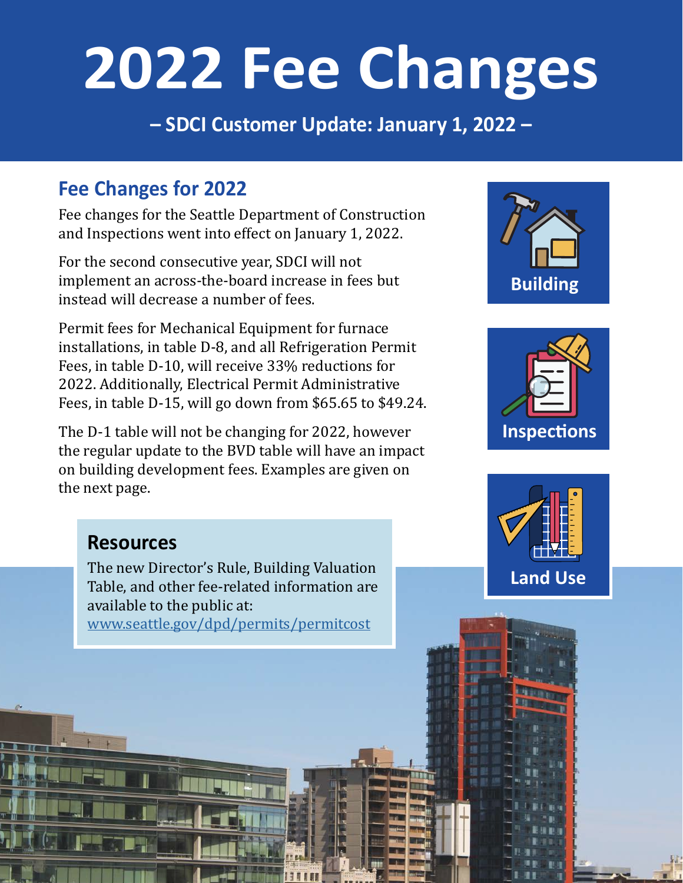# 2022 Fee Changes

**– SDCI Customer Update: January 1, 2022 –**

## Fee Changes for 2022

Fee changes for the Seattle Department of Construction and Inspections went into effect on January 1, 2022.

For the second consecutive year, SDCI will not implement an across-the-board increase in fees but instead will decrease a number of fees.

Permit fees for Mechanical Equipment for furnace installations, in table D-8, and all Refrigeration Permit Fees, in table D-10, will receive 33% reductions for 2022. Additionally, Electrical Permit Administrative Fees, in table D-15, will go down from $65.65 to $49.24.

The D-1 table will not be changing for 2022, however the regular update to the BVD table will have an impact on building development fees. Examples are given on the next page.

Building

Inspections

Land Use

### Resources

The new Director's Rule, Building Valuation Table, and other fee-related information are available to the public at: [www.seattle.gov/dpd/permits/permitcost](http://www.seattle.gov/dpd/permits/permitcost)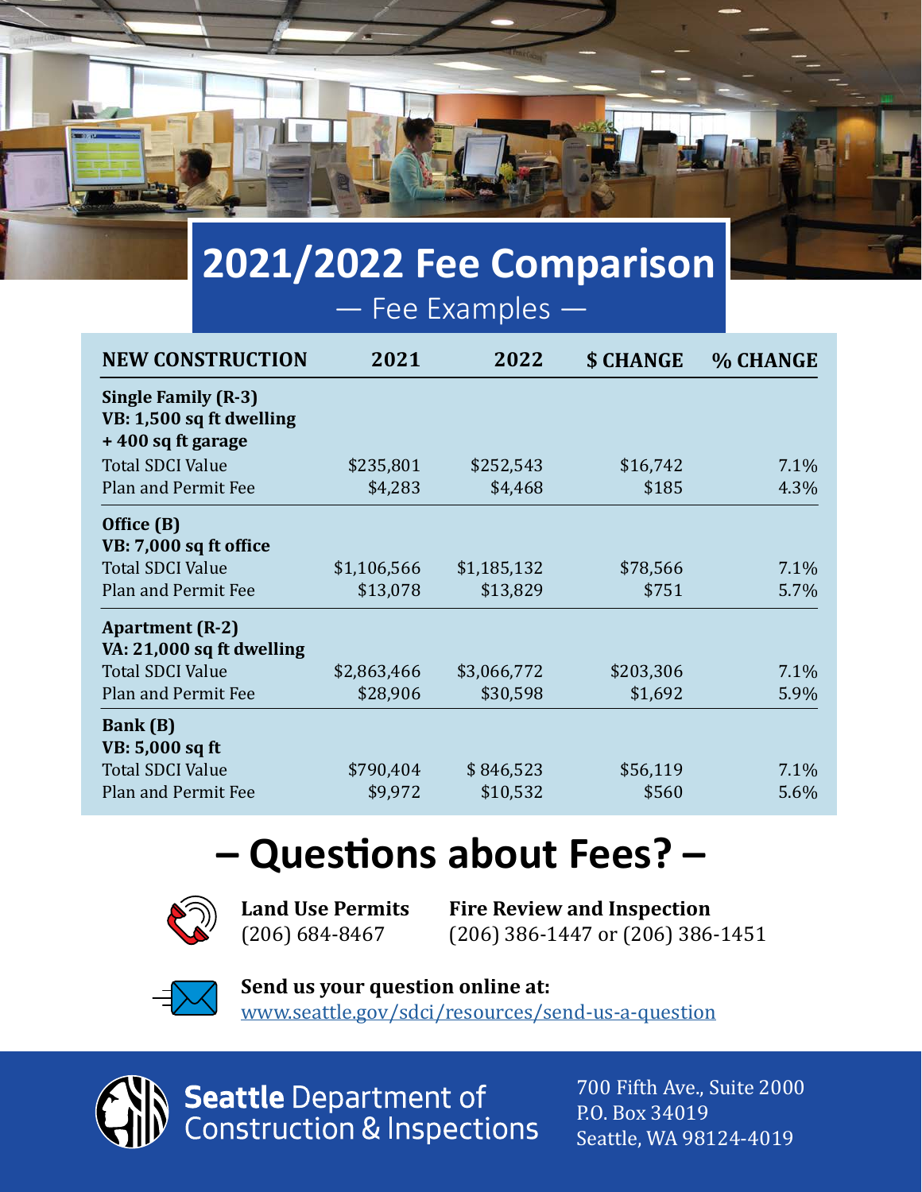# 2021/2022 Fee Comparison

— Fee Examples —

| NEW CONSTRUCTION | 2021 | 2022 | $ CHANGE | % CHANGE |
|---|---|---|---|---|
| **Single Family (R-3)** | | | | |
| **VB: 1,500 sq ft dwelling** | | | | |
| **+ 400 sq ft garage** | | | | |
| Total SDCI Value | $235,801 | $252,543 | $16,742 | 7.1% |
| Plan and Permit Fee | $4,283 | $4,468 | $185 | 4.3% |
| **Office (B)** | | | | |
| **VB: 7,000 sq ft office** | | | | |
| Total SDCI Value | $1,106,566 | $1,185,132 | $78,566 | 7.1% |
| Plan and Permit Fee | $13,078 | $13,829 | $751 | 5.7% |
| **Apartment (R-2)** | | | | |
| **VA: 21,000 sq ft dwelling** | | | | |
| Total SDCI Value | $2,863,466 | $3,066,772 | $203,306 | 7.1% |
| Plan and Permit Fee | $28,906 | $30,598 | $1,692 | 5.9% |
| **Bank (B)** | | | | |
| **VB: 5,000 sq ft** | | | | |
| Total SDCI Value | $790,404 | $ 846,523 | $56,119 | 7.1% |
| Plan and Permit Fee | $9,972 | $10,532 | $560 | 5.6% |

## – Questions about Fees? –

**Land Use Permits**
(206) 684-8467

**Fire Review and Inspection**
(206) 386-1447 or (206) 386-1451

**Send us your question online at:**
www.seattle.gov/sdci/resources/send-us-a-question

**Seattle** Department of Construction & Inspections

700 Fifth Ave., Suite 2000
P.O. Box 34019
Seattle, WA 98124-4019